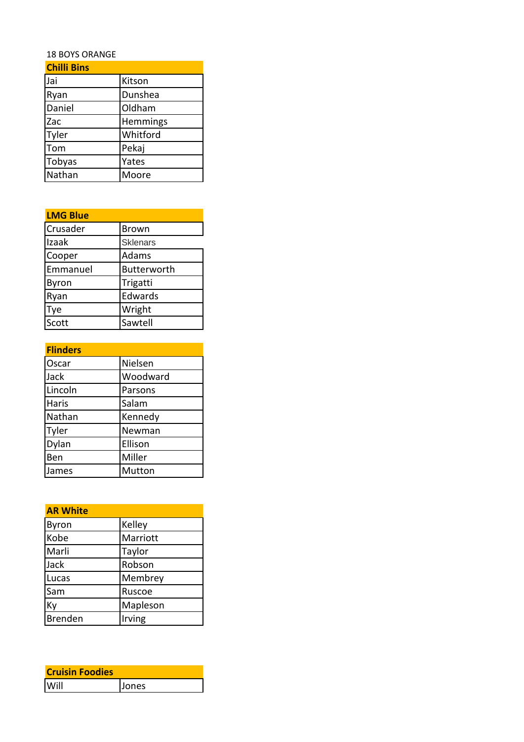18 BOYS ORANGE

| Chilli Bins | |
| --- | --- |
| Jai | Kitson |
| Ryan | Dunshea |
| Daniel | Oldham |
| Zac | Hemmings |
| Tyler | Whitford |
| Tom | Pekaj |
| Tobyas | Yates |
| Nathan | Moore |

| LMG Blue | |
| --- | --- |
| Crusader | Brown |
| Izaak | Sklenars |
| Cooper | Adams |
| Emmanuel | Butterworth |
| Byron | Trigatti |
| Ryan | Edwards |
| Tye | Wright |
| Scott | Sawtell |

| Flinders | |
| --- | --- |
| Oscar | Nielsen |
| Jack | Woodward |
| Lincoln | Parsons |
| Haris | Salam |
| Nathan | Kennedy |
| Tyler | Newman |
| Dylan | Ellison |
| Ben | Miller |
| James | Mutton |

| AR White | |
| --- | --- |
| Byron | Kelley |
| Kobe | Marriott |
| Marli | Taylor |
| Jack | Robson |
| Lucas | Membrey |
| Sam | Ruscoe |
| Ky | Mapleson |
| Brenden | Irving |

| Cruisin Foodies | |
| --- | --- |
| Will | Jones |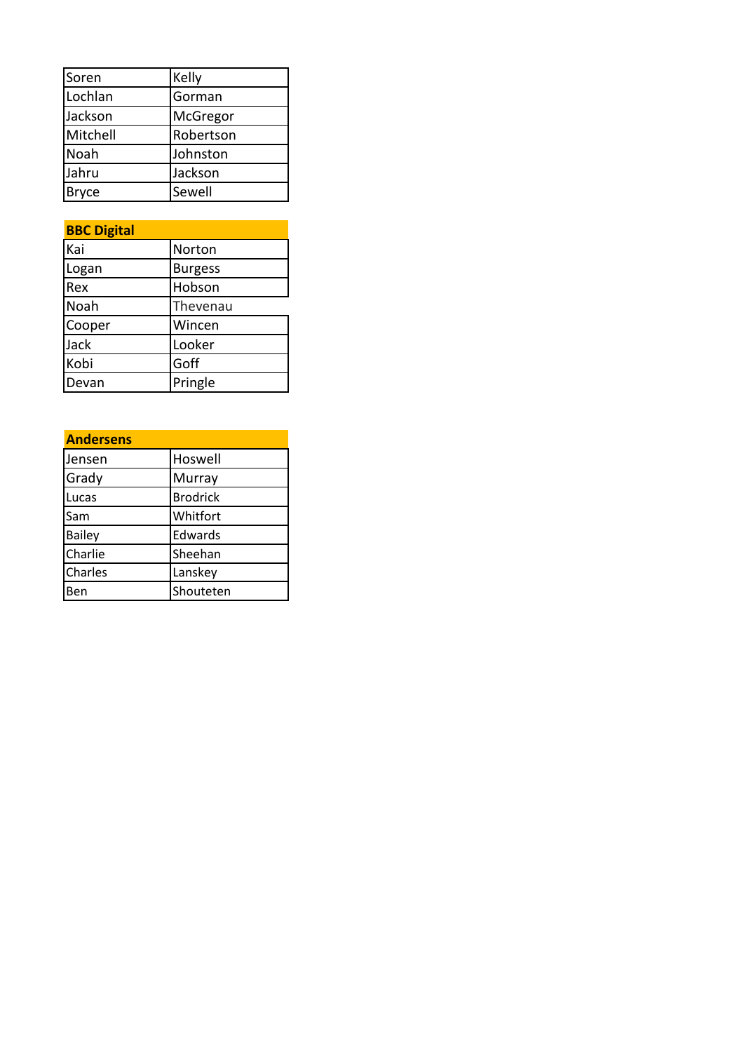| | |
|---|---|
| Soren | Kelly |
| Lochlan | Gorman |
| Jackson | McGregor |
| Mitchell | Robertson |
| Noah | Johnston |
| Jahru | Jackson |
| Bryce | Sewell |

| **BBC Digital** | |
|---|---|
| Kai | Norton |
| Logan | Burgess |
| Rex | Hobson |
| Noah | Thevenau |
| Cooper | Wincen |
| Jack | Looker |
| Kobi | Goff |
| Devan | Pringle |

| **Andersens** | |
|---|---|
| Jensen | Hoswell |
| Grady | Murray |
| Lucas | Brodrick |
| Sam | Whitfort |
| Bailey | Edwards |
| Charlie | Sheehan |
| Charles | Lanskey |
| Ben | Shouteten |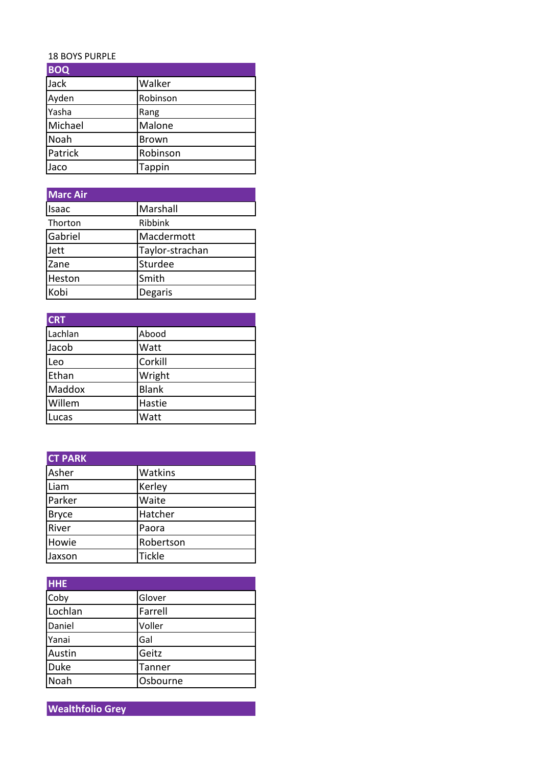18 BOYS PURPLE

| BOQ | |
|---|---|
| Jack | Walker |
| Ayden | Robinson |
| Yasha | Rang |
| Michael | Malone |
| Noah | Brown |
| Patrick | Robinson |
| Jaco | Tappin |

| Marc Air | |
|---|---|
| Isaac | Marshall |
| Thorton | Ribbink |
| Gabriel | Macdermott |
| Jett | Taylor-strachan |
| Zane | Sturdee |
| Heston | Smith |
| Kobi | Degaris |

| CRT | |
|---|---|
| Lachlan | Abood |
| Jacob | Watt |
| Leo | Corkill |
| Ethan | Wright |
| Maddox | Blank |
| Willem | Hastie |
| Lucas | Watt |

| CT PARK | |
|---|---|
| Asher | Watkins |
| Liam | Kerley |
| Parker | Waite |
| Bryce | Hatcher |
| River | Paora |
| Howie | Robertson |
| Jaxson | Tickle |

| HHE | |
|---|---|
| Coby | Glover |
| Lochlan | Farrell |
| Daniel | Voller |
| Yanai | Gal |
| Austin | Geitz |
| Duke | Tanner |
| Noah | Osbourne |

| Wealthfolio Grey | |
|---|---|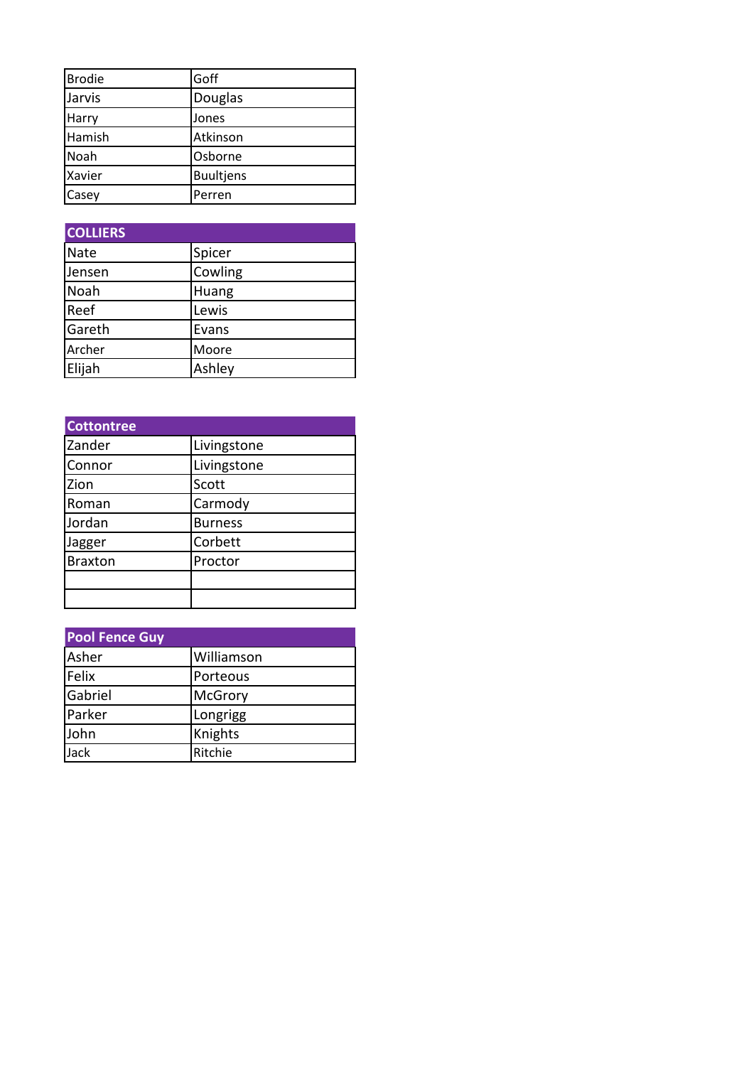| | |
|---|---|
| Brodie | Goff |
| Jarvis | Douglas |
| Harry | Jones |
| Hamish | Atkinson |
| Noah | Osborne |
| Xavier | Buultjens |
| Casey | Perren |

| COLLIERS | |
|---|---|
| Nate | Spicer |
| Jensen | Cowling |
| Noah | Huang |
| Reef | Lewis |
| Gareth | Evans |
| Archer | Moore |
| Elijah | Ashley |

| Cottontree | |
|---|---|
| Zander | Livingstone |
| Connor | Livingstone |
| Zion | Scott |
| Roman | Carmody |
| Jordan | Burness |
| Jagger | Corbett |
| Braxton | Proctor |
| | |
| | |

| Pool Fence Guy | |
|---|---|
| Asher | Williamson |
| Felix | Porteous |
| Gabriel | McGrory |
| Parker | Longrigg |
| John | Knights |
| Jack | Ritchie |